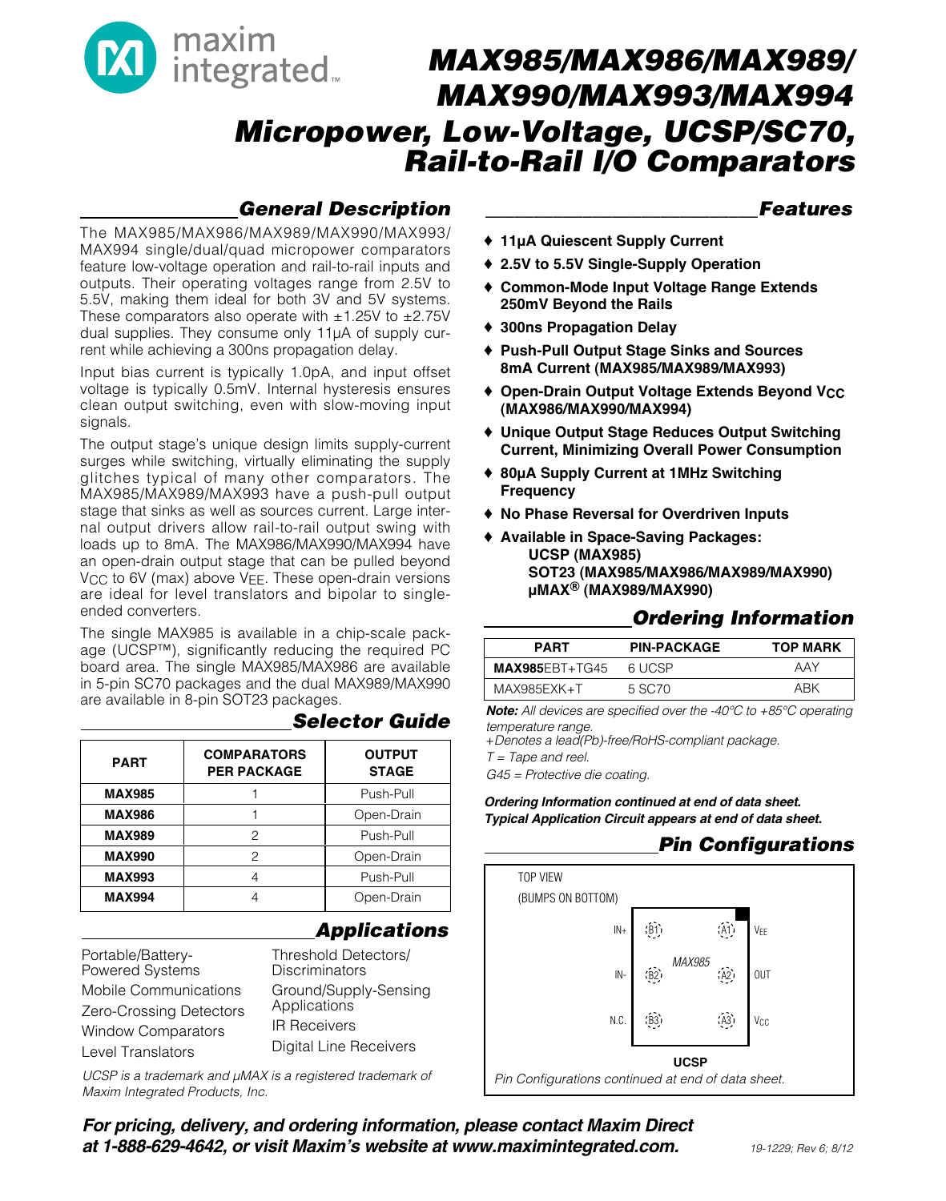# MAX985/MAX986/MAX989/MAX990/MAX993/MAX994

# Micropower, Low-Voltage, UCSP/SC70, Rail-to-Rail I/O Comparators

## General Description

The MAX985/MAX986/MAX989/MAX990/MAX993/MAX994 single/dual/quad micropower comparators feature low-voltage operation and rail-to-rail inputs and outputs. Their operating voltages range from 2.5V to 5.5V, making them ideal for both 3V and 5V systems. These comparators also operate with ±1.25V to ±2.75V dual supplies. They consume only 11µA of supply current while achieving a 300ns propagation delay.

Input bias current is typically 1.0pA, and input offset voltage is typically 0.5mV. Internal hysteresis ensures clean output switching, even with slow-moving input signals.

The output stage's unique design limits supply-current surges while switching, virtually eliminating the supply glitches typical of many other comparators. The MAX985/MAX989/MAX993 have a push-pull output stage that sinks as well as sources current. Large internal output drivers allow rail-to-rail output swing with loads up to 8mA. The MAX986/MAX990/MAX994 have an open-drain output stage that can be pulled beyond $V_{CC}$ to 6V (max) above $V_{EE}$. These open-drain versions are ideal for level translators and bipolar to single-ended converters.

The single MAX985 is available in a chip-scale package (UCSP™), significantly reducing the required PC board area. The single MAX985/MAX986 are available in 5-pin SC70 packages and the dual MAX989/MAX990 are available in 8-pin SOT23 packages.

## Selector Guide

| PART | COMPARATORS PER PACKAGE | OUTPUT STAGE |
|---|---|---|
| **MAX985** | 1 | Push-Pull |
| **MAX986** | 1 | Open-Drain |
| **MAX989** | 2 | Push-Pull |
| **MAX990** | 2 | Open-Drain |
| **MAX993** | 4 | Push-Pull |
| **MAX994** | 4 | Open-Drain |

## Applications

Portable/Battery-Powered Systems
Mobile Communications
Zero-Crossing Detectors
Window Comparators
Level Translators
Threshold Detectors/Discriminators
Ground/Supply-Sensing Applications
IR Receivers
Digital Line Receivers

*UCSP is a trademark and µMAX is a registered trademark of Maxim Integrated Products, Inc.*

## Features

- ♦ **11µA Quiescent Supply Current**
- ♦ **2.5V to 5.5V Single-Supply Operation**
- ♦ **Common-Mode Input Voltage Range Extends 250mV Beyond the Rails**
- ♦ **300ns Propagation Delay**
- ♦ **Push-Pull Output Stage Sinks and Sources 8mA Current (MAX985/MAX989/MAX993)**
- ♦ **Open-Drain Output Voltage Extends Beyond $V_{CC}$ (MAX986/MAX990/MAX994)**
- ♦ **Unique Output Stage Reduces Output Switching Current, Minimizing Overall Power Consumption**
- ♦ **80µA Supply Current at 1MHz Switching Frequency**
- ♦ **No Phase Reversal for Overdriven Inputs**
- ♦ **Available in Space-Saving Packages:**
  - **UCSP (MAX985)**
  - **SOT23 (MAX985/MAX986/MAX989/MAX990)**
  - **µMAX® (MAX989/MAX990)**

## Ordering Information

| PART | PIN-PACKAGE | TOP MARK |
|---|---|---|
| **MAX985**EBT+TG45 | 6 UCSP | AAY |
| MAX985EXK+T | 5 SC70 | ABK |

***Note:*** *All devices are specified over the -40°C to +85°C operating temperature range.*
*+Denotes a lead(Pb)-free/RoHS-compliant package.*
*T = Tape and reel.*
*G45 = Protective die coating.*

***Ordering Information continued at end of data sheet.***
***Typical Application Circuit appears at end of data sheet.***

## Pin Configurations

TOP VIEW
(BUMPS ON BOTTOM)

| | | MAX985 | | |
|---|---|---|---|---|
| IN+ | B1 | | A1 | $V_{EE}$ |
| IN- | B2 | | A2 | OUT |
| N.C. | B3 | | A3 | $V_{CC}$ |

**UCSP**

*Pin Configurations continued at end of data sheet.*

***For pricing, delivery, and ordering information, please contact Maxim Direct at 1-888-629-4642, or visit Maxim's website at www.maximintegrated.com.***

19-1229; Rev 6; 8/12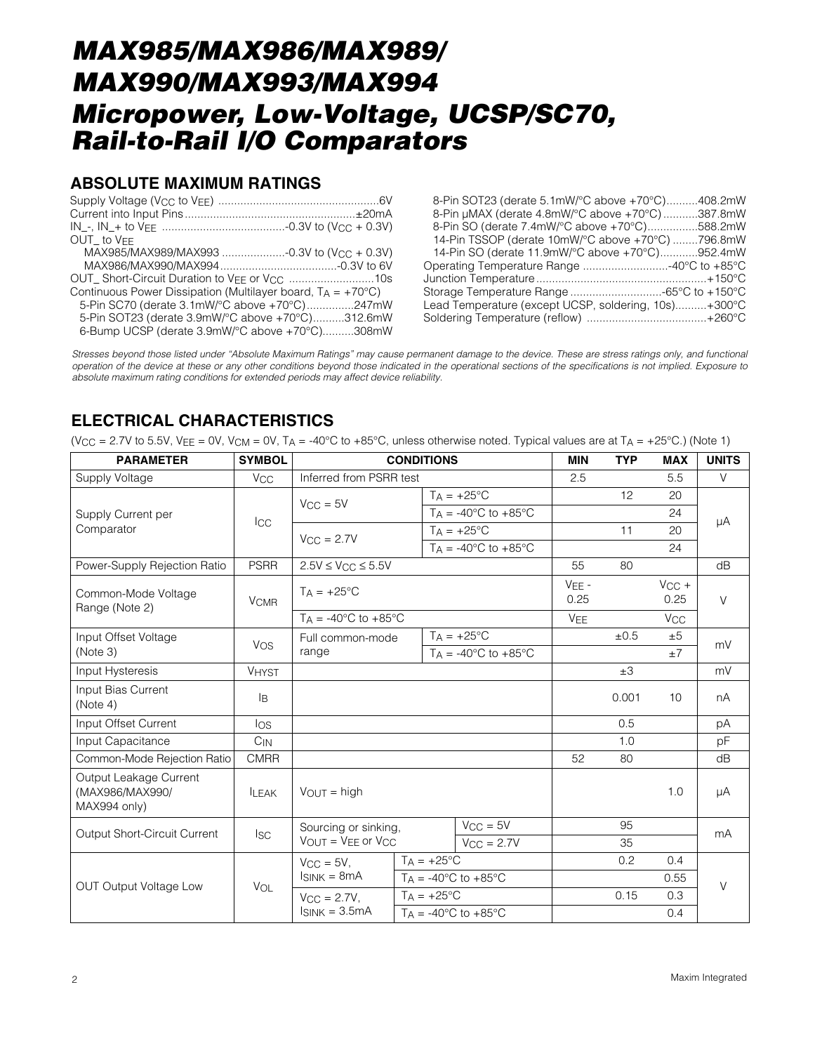# MAX985/MAX986/MAX989/ MAX990/MAX993/MAX994 Micropower, Low-Voltage, UCSP/SC70, Rail-to-Rail I/O Comparators

## ABSOLUTE MAXIMUM RATINGS

Supply Voltage ($V_{CC}$ to $V_{EE}$) ....................................................6V
Current into Input Pins......................................................±20mA
IN_-, IN_+ to $V_{EE}$ .......................................-0.3V to ($V_{CC}$ + 0.3V)
OUT_ to $V_{EE}$
  MAX985/MAX989/MAX993 ....................-0.3V to ($V_{CC}$ + 0.3V)
  MAX986/MAX990/MAX994.....................................-0.3V to 6V
OUT_ Short-Circuit Duration to $V_{EE}$ or $V_{CC}$ ...........................10s
Continuous Power Dissipation (Multilayer board, $T_A$ = +70°C)
  5-Pin SC70 (derate 3.1mW/°C above +70°C)...............247mW
  5-Pin SOT23 (derate 3.9mW/°C above +70°C)..........312.6mW
  6-Bump UCSP (derate 3.9mW/°C above +70°C)..........308mW
  8-Pin SOT23 (derate 5.1mW/°C above +70°C)..........408.2mW
  8-Pin μMAX (derate 4.8mW/°C above +70°C)...........387.8mW
  8-Pin SO (derate 7.4mW/°C above +70°C)................588.2mW
  14-Pin TSSOP (derate 10mW/°C above +70°C) ........796.8mW
  14-Pin SO (derate 11.9mW/°C above +70°C)............952.4mW
Operating Temperature Range ...........................-40°C to +85°C
Junction Temperature......................................................+150°C
Storage Temperature Range .............................-65°C to +150°C
Lead Temperature (except UCSP, soldering, 10s)..........+300°C
Soldering Temperature (reflow) ......................................+260°C

*Stresses beyond those listed under "Absolute Maximum Ratings" may cause permanent damage to the device. These are stress ratings only, and functional operation of the device at these or any other conditions beyond those indicated in the operational sections of the specifications is not implied. Exposure to absolute maximum rating conditions for extended periods may affect device reliability.*

## ELECTRICAL CHARACTERISTICS

($V_{CC}$ = 2.7V to 5.5V, $V_{EE}$ = 0V, $V_{CM}$ = 0V, $T_A$ = -40°C to +85°C, unless otherwise noted. Typical values are at $T_A$ = +25°C.) (Note 1)

| PARAMETER | SYMBOL | CONDITIONS | | MIN | TYP | MAX | UNITS |
|---|---|---|---|---|---|---|---|
| Supply Voltage | $V_{CC}$ | Inferred from PSRR test | | 2.5 | | 5.5 | V |
| Supply Current per Comparator | $I_{CC}$ | $V_{CC}$ = 5V | $T_A$ = +25°C | | 12 | 20 | μA |
| | | | $T_A$ = -40°C to +85°C | | | 24 | |
| | | $V_{CC}$ = 2.7V | $T_A$ = +25°C | | 11 | 20 | |
| | | | $T_A$ = -40°C to +85°C | | | 24 | |
| Power-Supply Rejection Ratio | PSRR | 2.5V ≤ $V_{CC}$ ≤ 5.5V | | 55 | 80 | | dB |
| Common-Mode Voltage Range (Note 2) | $V_{CMR}$ | $T_A$ = +25°C | | $V_{EE}$ - 0.25 | | $V_{CC}$ + 0.25 | V |
| | | $T_A$ = -40°C to +85°C | | $V_{EE}$ | | $V_{CC}$ | |
| Input Offset Voltage (Note 3) | $V_{OS}$ | Full common-mode range | $T_A$ = +25°C | | ±0.5 | ±5 | mV |
| | | | $T_A$ = -40°C to +85°C | | | ±7 | |
| Input Hysteresis | $V_{HYST}$ | | | | ±3 | | mV |
| Input Bias Current (Note 4) | $I_B$ | | | | 0.001 | 10 | nA |
| Input Offset Current | $I_{OS}$ | | | | 0.5 | | pA |
| Input Capacitance | $C_{IN}$ | | | | 1.0 | | pF |
| Common-Mode Rejection Ratio | CMRR | | | 52 | 80 | | dB |
| Output Leakage Current (MAX986/MAX990/ MAX994 only) | $I_{LEAK}$ | $V_{OUT}$ = high | | | | 1.0 | μA |
| Output Short-Circuit Current | $I_{SC}$ | Sourcing or sinking, $V_{OUT}$ = $V_{EE}$ or $V_{CC}$ | $V_{CC}$ = 5V | | 95 | | mA |
| | | | $V_{CC}$ = 2.7V | | 35 | | |
| OUT Output Voltage Low | $V_{OL}$ | $V_{CC}$ = 5V, $I_{SINK}$ = 8mA | $T_A$ = +25°C | | 0.2 | 0.4 | V |
| | | | $T_A$ = -40°C to +85°C | | | 0.55 | |
| | | $V_{CC}$ = 2.7V, $I_{SINK}$ = 3.5mA | $T_A$ = +25°C | | 0.15 | 0.3 | |
| | | | $T_A$ = -40°C to +85°C | | | 0.4 | |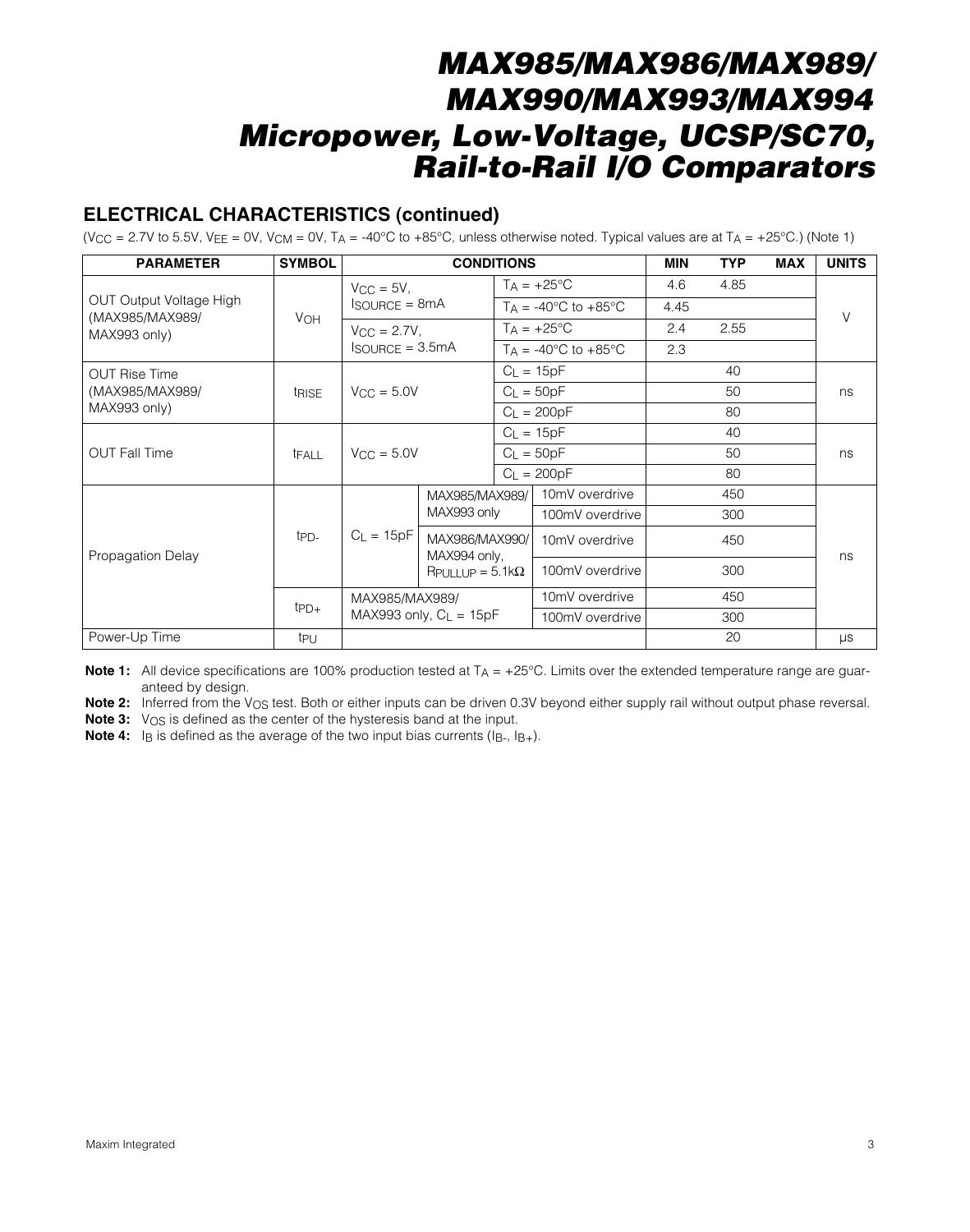## ELECTRICAL CHARACTERISTICS (continued)

($V_{CC}$ = 2.7V to 5.5V, $V_{EE}$ = 0V, $V_{CM}$ = 0V, $T_A$ = -40°C to +85°C, unless otherwise noted. Typical values are at $T_A$ = +25°C.) (Note 1)

| PARAMETER | SYMBOL | CONDITIONS | | | MIN | TYP | MAX | UNITS |
|---|---|---|---|---|---|---|---|---|
| OUT Output Voltage High (MAX985/MAX989/ MAX993 only) | $V_{OH}$ | $V_{CC}$ = 5V, $I_{SOURCE}$ = 8mA | | $T_A$ = +25°C | 4.6 | 4.85 | | V |
| | | | | $T_A$ = -40°C to +85°C | 4.45 | | | |
| | | $V_{CC}$ = 2.7V, $I_{SOURCE}$ = 3.5mA | | $T_A$ = +25°C | 2.4 | 2.55 | | |
| | | | | $T_A$ = -40°C to +85°C | 2.3 | | | |
| OUT Rise Time (MAX985/MAX989/ MAX993 only) | $t_{RISE}$ | $V_{CC}$ = 5.0V | | $C_L$ = 15pF | | 40 | | ns |
| | | | | $C_L$ = 50pF | | 50 | | |
| | | | | $C_L$ = 200pF | | 80 | | |
| OUT Fall Time | $t_{FALL}$ | $V_{CC}$ = 5.0V | | $C_L$ = 15pF | | 40 | | ns |
| | | | | $C_L$ = 50pF | | 50 | | |
| | | | | $C_L$ = 200pF | | 80 | | |
| Propagation Delay | $t_{PD-}$ | $C_L$ = 15pF | MAX985/MAX989/ MAX993 only | 10mV overdrive | | 450 | | ns |
| | | | | 100mV overdrive | | 300 | | |
| | | | MAX986/MAX990/ MAX994 only, $R_{PULLUP}$ = 5.1kΩ | 10mV overdrive | | 450 | | |
| | | | | 100mV overdrive | | 300 | | |
| | $t_{PD+}$ | MAX985/MAX989/ MAX993 only, $C_L$ = 15pF | | 10mV overdrive | | 450 | | |
| | | | | 100mV overdrive | | 300 | | |
| Power-Up Time | $t_{PU}$ | | | | | 20 | | µs |

**Note 1:** All device specifications are 100% production tested at $T_A$ = +25°C. Limits over the extended temperature range are guaranteed by design.

**Note 2:** Inferred from the $V_{OS}$ test. Both or either inputs can be driven 0.3V beyond either supply rail without output phase reversal.

**Note 3:** $V_{OS}$ is defined as the center of the hysteresis band at the input.

**Note 4:** $I_B$ is defined as the average of the two input bias currents ($I_{B-}$, $I_{B+}$).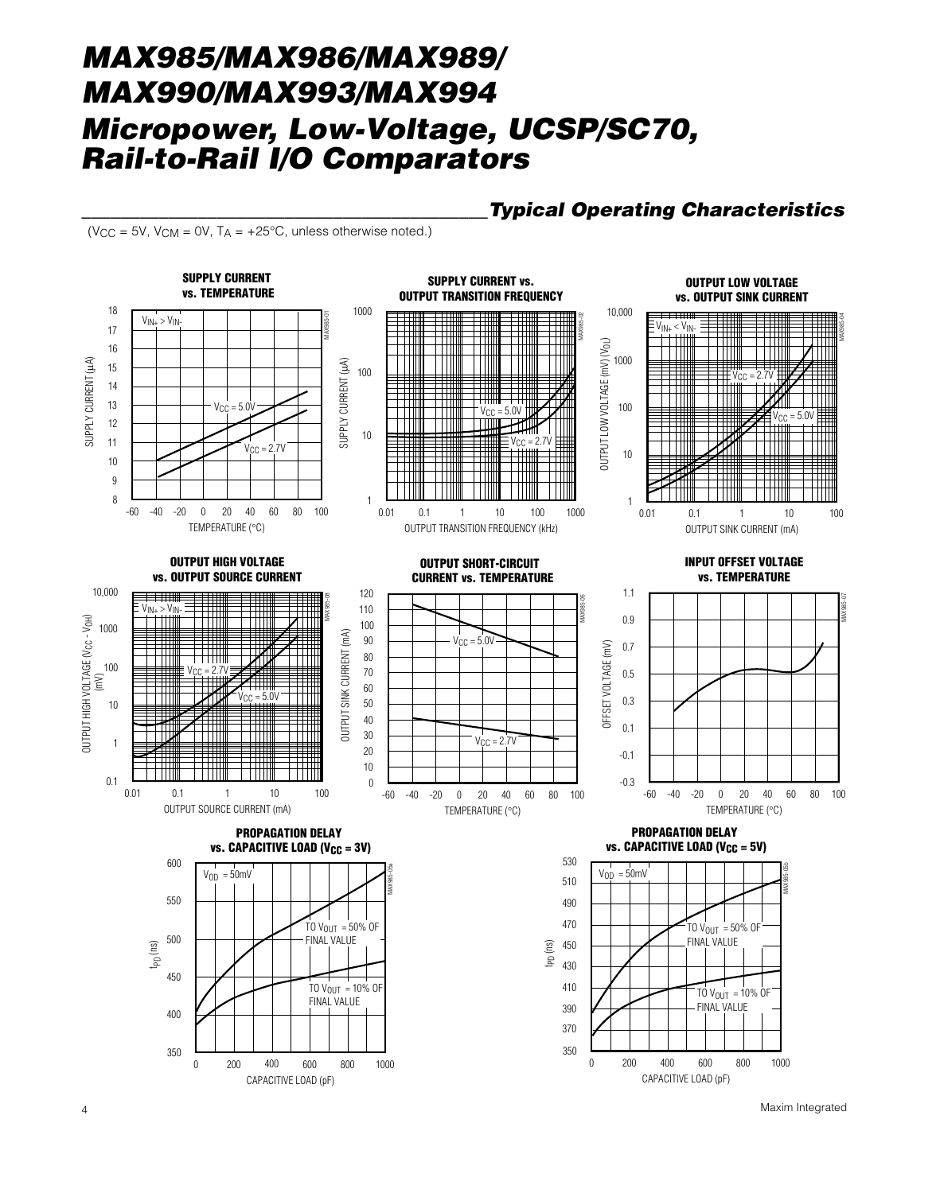## Typical Operating Characteristics

($V_{CC}$ = 5V, $V_{CM}$ = 0V, $T_A$ = +25°C, unless otherwise noted.)

**SUPPLY CURRENT vs. TEMPERATURE**

**SUPPLY CURRENT vs. OUTPUT TRANSITION FREQUENCY**

**OUTPUT LOW VOLTAGE vs. OUTPUT SINK CURRENT**

**OUTPUT HIGH VOLTAGE vs. OUTPUT SOURCE CURRENT**

**OUTPUT SHORT-CIRCUIT CURRENT vs. TEMPERATURE**

**INPUT OFFSET VOLTAGE vs. TEMPERATURE**

**PROPAGATION DELAY vs. CAPACITIVE LOAD ($V_{CC}$ = 3V)**

**PROPAGATION DELAY vs. CAPACITIVE LOAD ($V_{CC}$ = 5V)**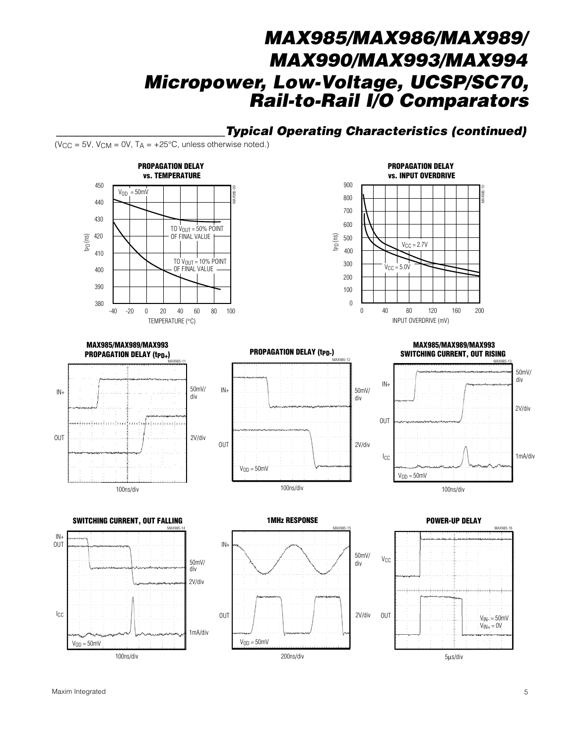## Typical Operating Characteristics (continued)

($V_{CC}$ = 5V, $V_{CM}$ = 0V, $T_A$ = +25°C, unless otherwise noted.)

**PROPAGATION DELAY vs. TEMPERATURE**

**PROPAGATION DELAY vs. INPUT OVERDRIVE**

**MAX985/MAX989/MAX993 PROPAGATION DELAY ($t_{PD+}$)**

**PROPAGATION DELAY ($t_{PD-}$)**

**MAX985/MAX989/MAX993 SWITCHING CURRENT, OUT RISING**

**SWITCHING CURRENT, OUT FALLING**

**1MHz RESPONSE**

**POWER-UP DELAY**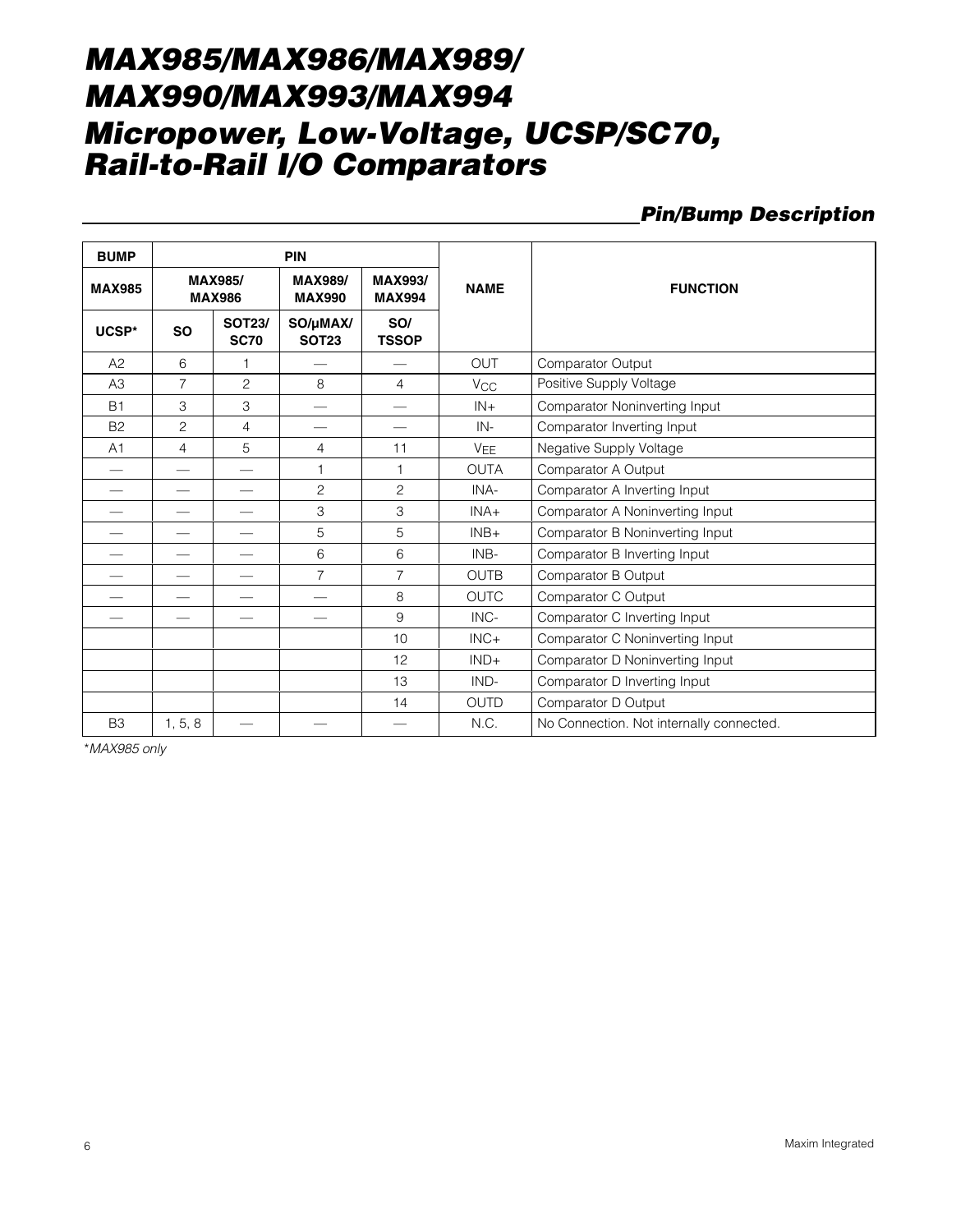# MAX985/MAX986/MAX989/MAX990/MAX993/MAX994

# Micropower, Low-Voltage, UCSP/SC70, Rail-to-Rail I/O Comparators

## Pin/Bump Description

| BUMP | PIN | | | | NAME | FUNCTION |
|---|---|---|---|---|---|---|
| MAX985 | MAX985/ MAX986 | | MAX989/ MAX990 | MAX993/ MAX994 | | |
| UCSP* | SO | SOT23/ SC70 | SO/μMAX/ SOT23 | SO/ TSSOP | | |
| A2 | 6 | 1 | — | — | OUT | Comparator Output |
| A3 | 7 | 2 | 8 | 4 | $V_{CC}$ | Positive Supply Voltage |
| B1 | 3 | 3 | — | — | IN+ | Comparator Noninverting Input |
| B2 | 2 | 4 | — | — | IN- | Comparator Inverting Input |
| A1 | 4 | 5 | 4 | 11 | $V_{EE}$ | Negative Supply Voltage |
| — | — | — | 1 | 1 | OUTA | Comparator A Output |
| — | — | — | 2 | 2 | INA- | Comparator A Inverting Input |
| — | — | — | 3 | 3 | INA+ | Comparator A Noninverting Input |
| — | — | — | 5 | 5 | INB+ | Comparator B Noninverting Input |
| — | — | — | 6 | 6 | INB- | Comparator B Inverting Input |
| — | — | — | 7 | 7 | OUTB | Comparator B Output |
| — | — | — | — | 8 | OUTC | Comparator C Output |
| — | — | — | — | 9 | INC- | Comparator C Inverting Input |
| | | | | 10 | INC+ | Comparator C Noninverting Input |
| | | | | 12 | IND+ | Comparator D Noninverting Input |
| | | | | 13 | IND- | Comparator D Inverting Input |
| | | | | 14 | OUTD | Comparator D Output |
| B3 | 1, 5, 8 | — | — | — | N.C. | No Connection. Not internally connected. |

*MAX985 only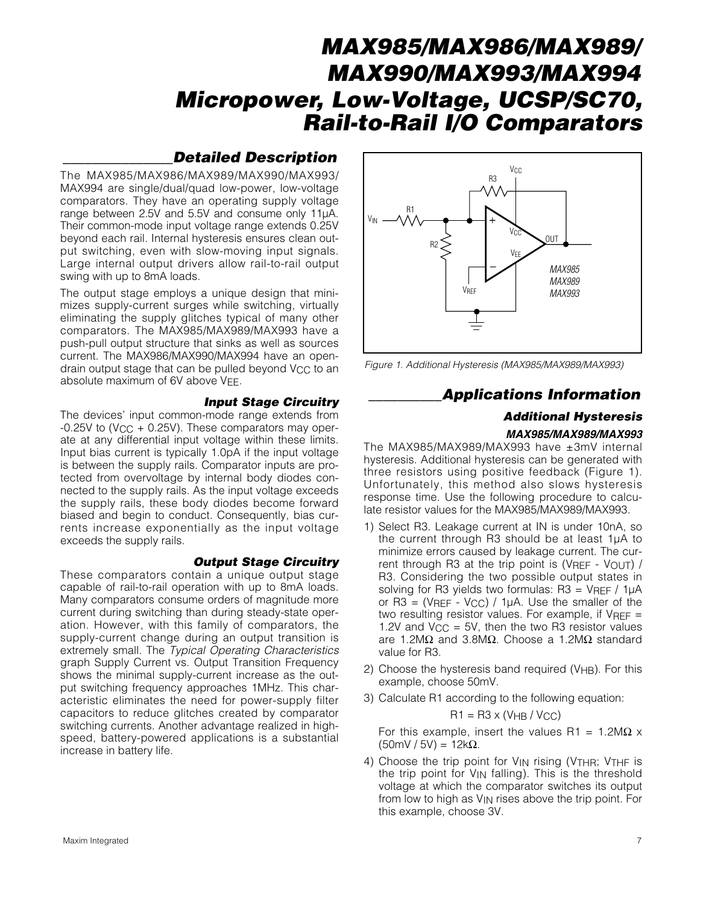## Detailed Description

The MAX985/MAX986/MAX989/MAX990/MAX993/MAX994 are single/dual/quad low-power, low-voltage comparators. They have an operating supply voltage range between 2.5V and 5.5V and consume only 11µA. Their common-mode input voltage range extends 0.25V beyond each rail. Internal hysteresis ensures clean output switching, even with slow-moving input signals. Large internal output drivers allow rail-to-rail output swing with up to 8mA loads.

The output stage employs a unique design that minimizes supply-current surges while switching, virtually eliminating the supply glitches typical of many other comparators. The MAX985/MAX989/MAX993 have a push-pull output structure that sinks as well as sources current. The MAX986/MAX990/MAX994 have an open-drain output stage that can be pulled beyond $V_{CC}$ to an absolute maximum of 6V above $V_{EE}$.

### Input Stage Circuitry

The devices' input common-mode range extends from -0.25V to ($V_{CC}$ + 0.25V). These comparators may operate at any differential input voltage within these limits. Input bias current is typically 1.0pA if the input voltage is between the supply rails. Comparator inputs are protected from overvoltage by internal body diodes connected to the supply rails. As the input voltage exceeds the supply rails, these body diodes become forward biased and begin to conduct. Consequently, bias currents increase exponentially as the input voltage exceeds the supply rails.

### Output Stage Circuitry

These comparators contain a unique output stage capable of rail-to-rail operation with up to 8mA loads. Many comparators consume orders of magnitude more current during switching than during steady-state operation. However, with this family of comparators, the supply-current change during an output transition is extremely small. The *Typical Operating Characteristics* graph Supply Current vs. Output Transition Frequency shows the minimal supply-current increase as the output switching frequency approaches 1MHz. This characteristic eliminates the need for power-supply filter capacitors to reduce glitches created by comparator switching currents. Another advantage realized in high-speed, battery-powered applications is a substantial increase in battery life.

*Figure 1. Additional Hysteresis (MAX985/MAX989/MAX993)*

## Applications Information

### Additional Hysteresis

#### MAX985/MAX989/MAX993

The MAX985/MAX989/MAX993 have ±3mV internal hysteresis. Additional hysteresis can be generated with three resistors using positive feedback (Figure 1). Unfortunately, this method also slows hysteresis response time. Use the following procedure to calculate resistor values for the MAX985/MAX989/MAX993.

1) Select R3. Leakage current at IN is under 10nA, so the current through R3 should be at least 1µA to minimize errors caused by leakage current. The current through R3 at the trip point is ($V_{REF}$ - $V_{OUT}$) / R3. Considering the two possible output states in solving for R3 yields two formulas: R3 = $V_{REF}$ / 1µA or R3 = ($V_{REF}$ - $V_{CC}$) / 1µA. Use the smaller of the two resulting resistor values. For example, if $V_{REF}$ = 1.2V and $V_{CC}$ = 5V, then the two R3 resistor values are 1.2MΩ and 3.8MΩ. Choose a 1.2MΩ standard value for R3.

2) Choose the hysteresis band required ($V_{HB}$). For this example, choose 50mV.

3) Calculate R1 according to the following equation:

   $$R1 = R3 \times (V_{HB} / V_{CC})$$

   For this example, insert the values R1 = 1.2MΩ x (50mV / 5V) = 12kΩ.

4) Choose the trip point for $V_{IN}$ rising ($V_{THR}$; $V_{THF}$ is the trip point for $V_{IN}$ falling). This is the threshold voltage at which the comparator switches its output from low to high as $V_{IN}$ rises above the trip point. For this example, choose 3V.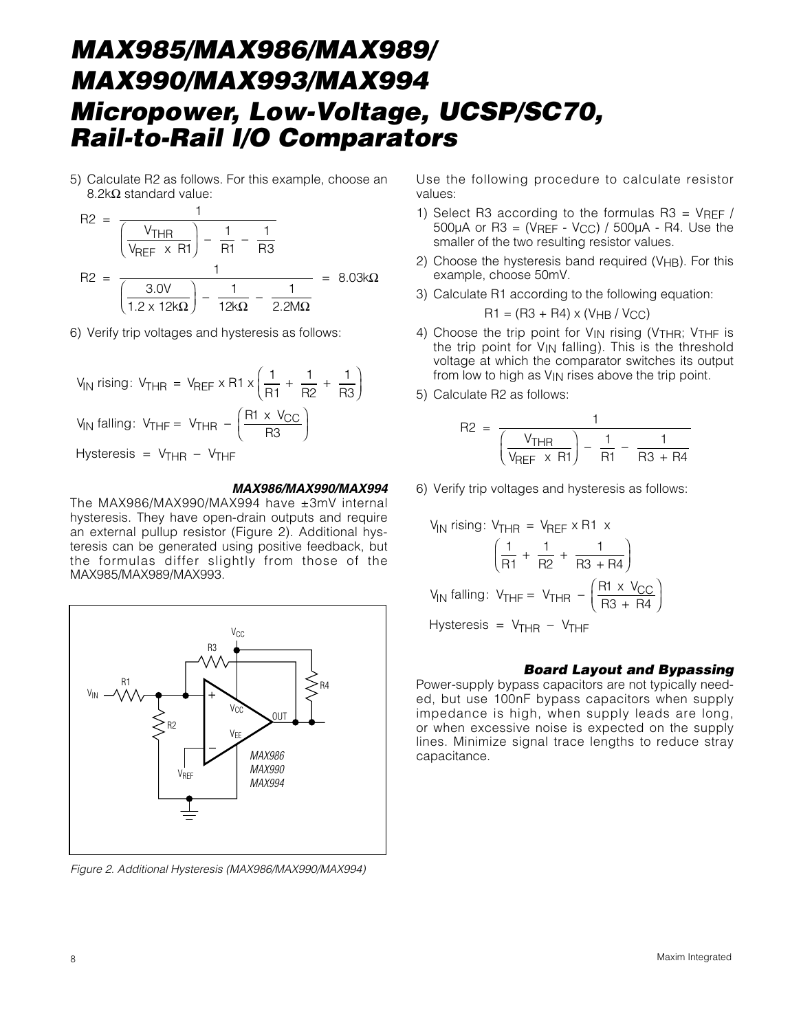5) Calculate R2 as follows. For this example, choose an 8.2kΩ standard value:

$$R2 = \frac{1}{\left(\frac{V_{THR}}{V_{REF} \times R1}\right) - \frac{1}{R1} - \frac{1}{R3}}$$

$$R2 = \frac{1}{\left(\frac{3.0V}{1.2 \times 12k\Omega}\right) - \frac{1}{12k\Omega} - \frac{1}{2.2M\Omega}} = 8.03k\Omega$$

6) Verify trip voltages and hysteresis as follows:

$$V_{IN} \text{ rising: } V_{THR} = V_{REF} \times R1 \times \left(\frac{1}{R1} + \frac{1}{R2} + \frac{1}{R3}\right)$$

$$V_{IN} \text{ falling: } V_{THF} = V_{THR} - \left(\frac{R1 \times V_{CC}}{R3}\right)$$

$$\text{Hysteresis} = V_{THR} - V_{THF}$$

### MAX986/MAX990/MAX994

The MAX986/MAX990/MAX994 have ±3mV internal hysteresis. They have open-drain outputs and require an external pullup resistor (Figure 2). Additional hysteresis can be generated using positive feedback, but the formulas differ slightly from those of the MAX985/MAX989/MAX993.

Figure 2. Additional Hysteresis (MAX986/MAX990/MAX994)

Use the following procedure to calculate resistor values:

1) Select R3 according to the formulas $R3 = V_{REF} / 500\mu A$ or $R3 = (V_{REF} - V_{CC}) / 500\mu A - R4$. Use the smaller of the two resulting resistor values.
2) Choose the hysteresis band required ($V_{HB}$). For this example, choose 50mV.
3) Calculate R1 according to the following equation:

$$R1 = (R3 + R4) \times (V_{HB} / V_{CC})$$

4) Choose the trip point for $V_{IN}$ rising ($V_{THR}$; $V_{THF}$ is the trip point for $V_{IN}$ falling). This is the threshold voltage at which the comparator switches its output from low to high as $V_{IN}$ rises above the trip point.
5) Calculate R2 as follows:

$$R2 = \frac{1}{\left(\frac{V_{THR}}{V_{REF} \times R1}\right) - \frac{1}{R1} - \frac{1}{R3 + R4}}$$

6) Verify trip voltages and hysteresis as follows:

$$V_{IN} \text{ rising: } V_{THR} = V_{REF} \times R1 \times \left(\frac{1}{R1} + \frac{1}{R2} + \frac{1}{R3 + R4}\right)$$

$$V_{IN} \text{ falling: } V_{THF} = V_{THR} - \left(\frac{R1 \times V_{CC}}{R3 + R4}\right)$$

$$\text{Hysteresis} = V_{THR} - V_{THF}$$

### Board Layout and Bypassing

Power-supply bypass capacitors are not typically needed, but use 100nF bypass capacitors when supply impedance is high, when supply leads are long, or when excessive noise is expected on the supply lines. Minimize signal trace lengths to reduce stray capacitance.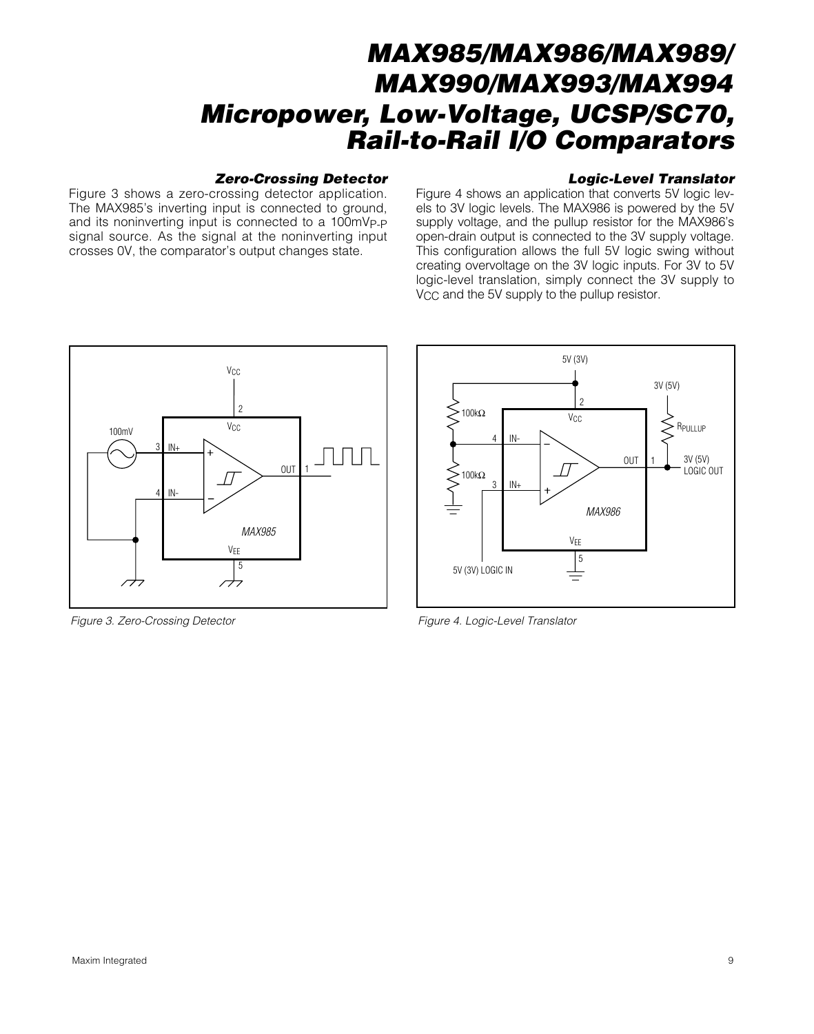### Zero-Crossing Detector

Figure 3 shows a zero-crossing detector application. The MAX985's inverting input is connected to ground, and its noninverting input is connected to a 100mV$_{P-P}$ signal source. As the signal at the noninverting input crosses 0V, the comparator's output changes state.

### Logic-Level Translator

Figure 4 shows an application that converts 5V logic levels to 3V logic levels. The MAX986 is powered by the 5V supply voltage, and the pullup resistor for the MAX986's open-drain output is connected to the 3V supply voltage. This configuration allows the full 5V logic swing without creating overvoltage on the 3V logic inputs. For 3V to 5V logic-level translation, simply connect the 3V supply to $V_{CC}$ and the 5V supply to the pullup resistor.

Figure 3. Zero-Crossing Detector

Figure 4. Logic-Level Translator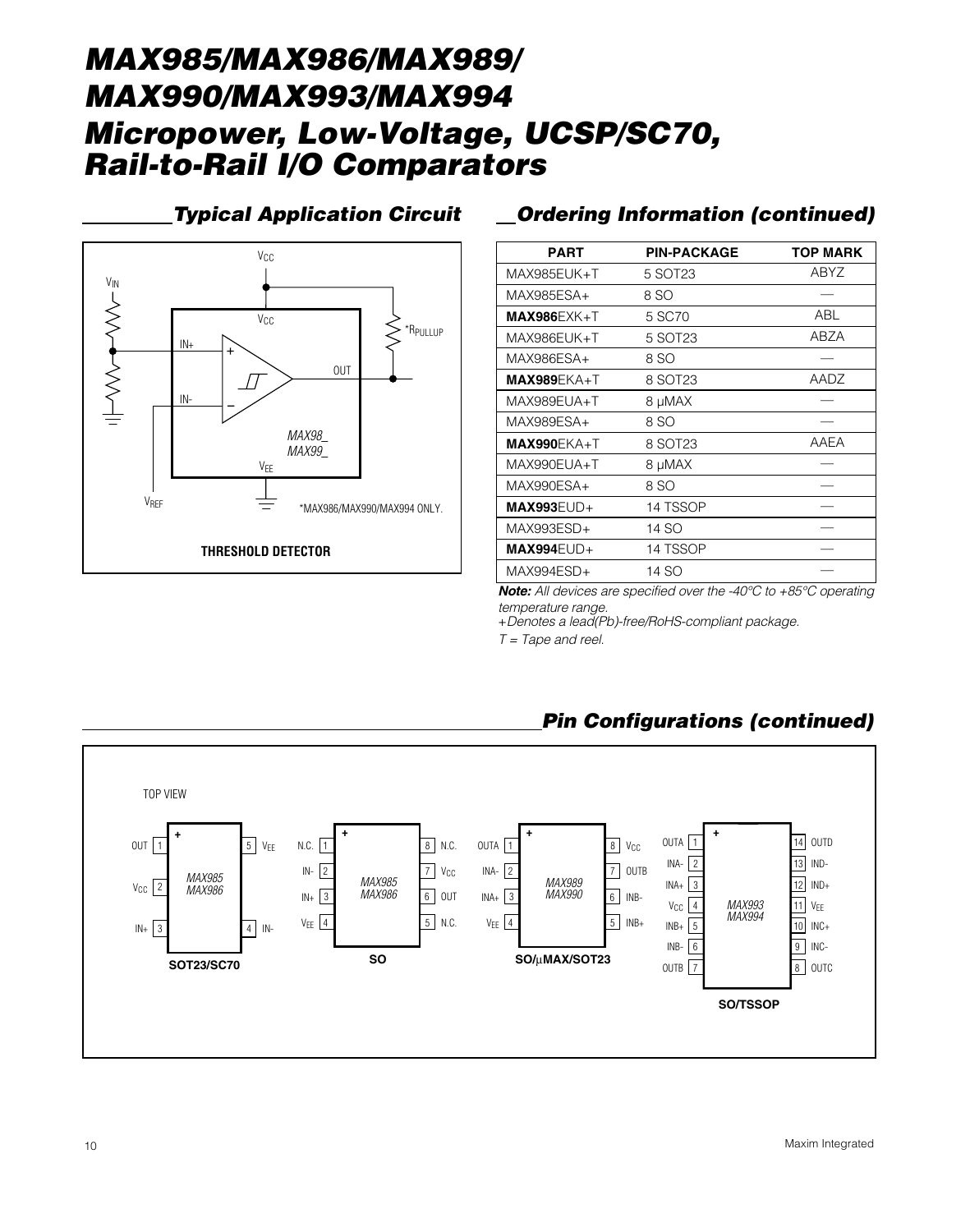## Typical Application Circuit

THRESHOLD DETECTOR

*MAX986/MAX990/MAX994 ONLY.

## Ordering Information (continued)

| PART | PIN-PACKAGE | TOP MARK |
|---|---|---|
| MAX985EUK+T | 5 SOT23 | ABYZ |
| MAX985ESA+ | 8 SO | — |
| **MAX986**EXK+T | 5 SC70 | ABL |
| MAX986EUK+T | 5 SOT23 | ABZA |
| MAX986ESA+ | 8 SO | — |
| **MAX989**EKA+T | 8 SOT23 | AADZ |
| MAX989EUA+T | 8 µMAX | — |
| MAX989ESA+ | 8 SO | — |
| **MAX990**EKA+T | 8 SOT23 | AAEA |
| MAX990EUA+T | 8 µMAX | — |
| MAX990ESA+ | 8 SO | — |
| **MAX993**EUD+ | 14 TSSOP | — |
| MAX993ESD+ | 14 SO | — |
| **MAX994**EUD+ | 14 TSSOP | — |
| MAX994ESD+ | 14 SO | — |

***Note:*** *All devices are specified over the -40°C to +85°C operating temperature range.*

*+Denotes a lead(Pb)-free/RoHS-compliant package.*

*T = Tape and reel.*

## Pin Configurations (continued)

TOP VIEW

**SOT23/SC70 (MAX985/MAX986)**

| Pin | Name |
|---|---|
| 1 | OUT |
| 2 | $V_{CC}$ |
| 3 | IN+ |
| 4 | IN- |
| 5 | $V_{EE}$ |

**SO (MAX985/MAX986)**

| Pin | Name |
|---|---|
| 1 | N.C. |
| 2 | IN- |
| 3 | IN+ |
| 4 | $V_{EE}$ |
| 5 | N.C. |
| 6 | OUT |
| 7 | $V_{CC}$ |
| 8 | N.C. |

**SO/µMAX/SOT23 (MAX989/MAX990)**

| Pin | Name |
|---|---|
| 1 | OUTA |
| 2 | INA- |
| 3 | INA+ |
| 4 | $V_{EE}$ |
| 5 | INB+ |
| 6 | INB- |
| 7 | OUTB |
| 8 | $V_{CC}$ |

**SO/TSSOP (MAX993/MAX994)**

| Pin | Name |
|---|---|
| 1 | OUTA |
| 2 | INA- |
| 3 | INA+ |
| 4 | $V_{CC}$ |
| 5 | INB+ |
| 6 | INB- |
| 7 | OUTB |
| 8 | OUTC |
| 9 | INC- |
| 10 | INC+ |
| 11 | $V_{EE}$ |
| 12 | IND+ |
| 13 | IND- |
| 14 | OUTD |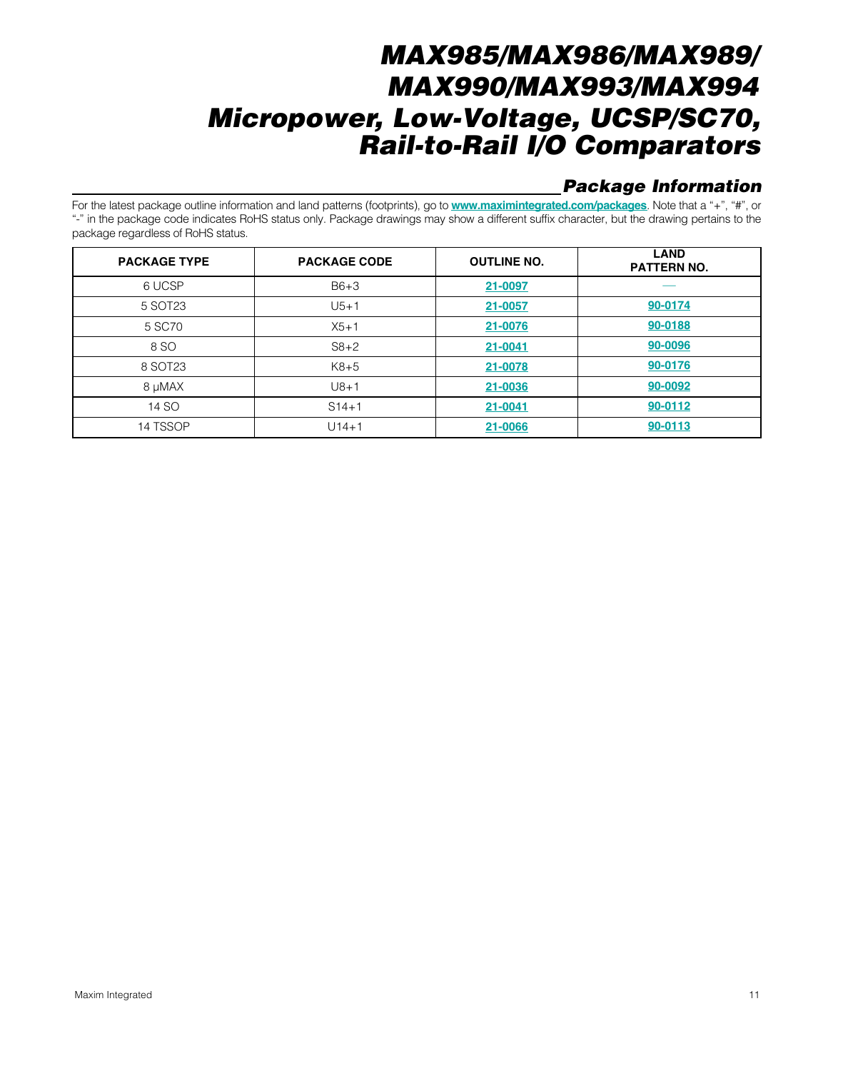## Package Information

For the latest package outline information and land patterns (footprints), go to **www.maximintegrated.com/packages**. Note that a "+", "#", or "-" in the package code indicates RoHS status only. Package drawings may show a different suffix character, but the drawing pertains to the package regardless of RoHS status.

| PACKAGE TYPE | PACKAGE CODE | OUTLINE NO. | LAND PATTERN NO. |
|---|---|---|---|
| 6 UCSP | B6+3 | 21-0097 | — |
| 5 SOT23 | U5+1 | 21-0057 | 90-0174 |
| 5 SC70 | X5+1 | 21-0076 | 90-0188 |
| 8 SO | S8+2 | 21-0041 | 90-0096 |
| 8 SOT23 | K8+5 | 21-0078 | 90-0176 |
| 8 μMAX | U8+1 | 21-0036 | 90-0092 |
| 14 SO | S14+1 | 21-0041 | 90-0112 |
| 14 TSSOP | U14+1 | 21-0066 | 90-0113 |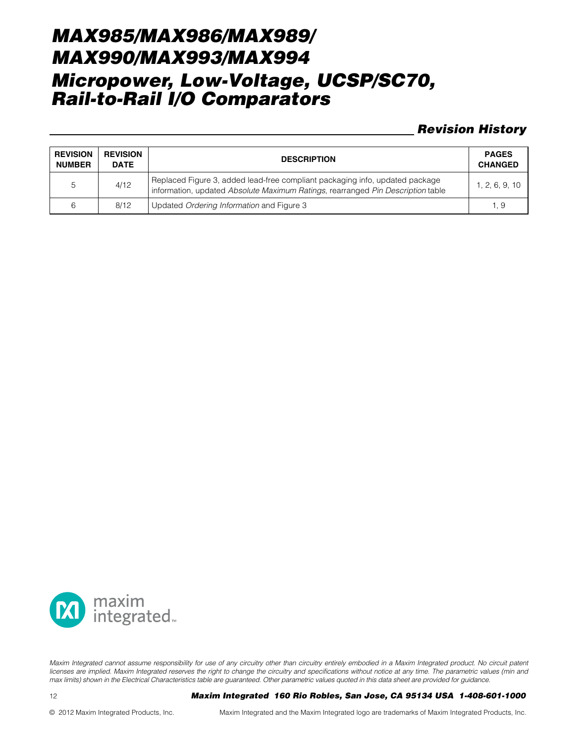## Revision History

| REVISION NUMBER | REVISION DATE | DESCRIPTION | PAGES CHANGED |
|---|---|---|---|
| 5 | 4/12 | Replaced Figure 3, added lead-free compliant packaging info, updated package information, updated *Absolute Maximum Ratings*, rearranged *Pin Description* table | 1, 2, 6, 9, 10 |
| 6 | 8/12 | Updated *Ordering Information* and Figure 3 | 1, 9 |

*Maxim Integrated cannot assume responsibility for use of any circuitry other than circuitry entirely embodied in a Maxim Integrated product. No circuit patent licenses are implied. Maxim Integrated reserves the right to change the circuitry and specifications without notice at any time. The parametric values (min and max limits) shown in the Electrical Characteristics table are guaranteed. Other parametric values quoted in this data sheet are provided for guidance.*

***Maxim Integrated 160 Rio Robles, San Jose, CA 95134 USA 1-408-601-1000***

© 2012 Maxim Integrated Products, Inc. Maxim Integrated and the Maxim Integrated logo are trademarks of Maxim Integrated Products, Inc.